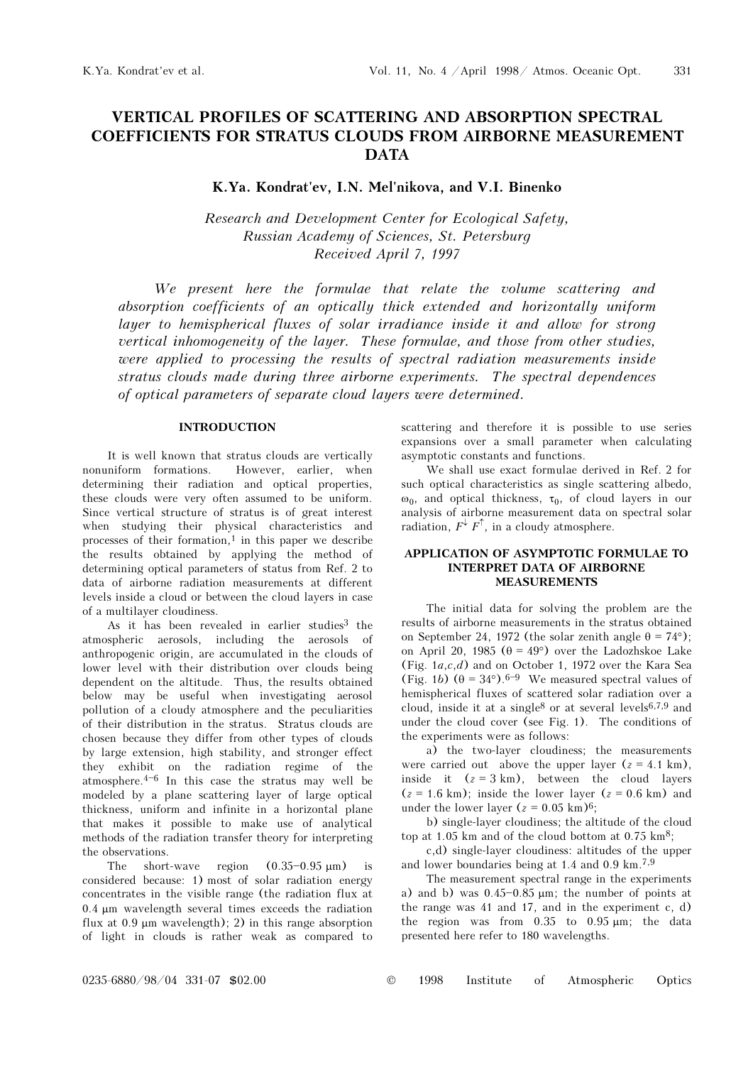# VERTICAL PROFILES OF SCATTERING AND ABSORPTION SPECTRAL COEFFICIENTS FOR STRATUS CLOUDS FROM AIRBORNE MEASUREMENT DATA

**K.Ya. Kondrat'ev, I.N. Mel'nikova, and V.I. Binenko**

*Research and Development Center for Ecological Safety, Russian Academy of Sciences, St. Petersburg*
*Received April 7, 1997*

*We present here the formulae that relate the volume scattering and absorption coefficients of an optically thick extended and horizontally uniform layer to hemispherical fluxes of solar irradiance inside it and allow for strong vertical inhomogeneity of the layer. These formulae, and those from other studies, were applied to processing the results of spectral radiation measurements inside stratus clouds made during three airborne experiments. The spectral dependences of optical parameters of separate cloud layers were determined.*

## INTRODUCTION

It is well known that stratus clouds are vertically nonuniform formations. However, earlier, when determining their radiation and optical properties, these clouds were very often assumed to be uniform. Since vertical structure of stratus is of great interest when studying their physical characteristics and processes of their formation,[1] in this paper we describe the results obtained by applying the method of determining optical parameters of status from Ref. 2 to data of airborne radiation measurements at different levels inside a cloud or between the cloud layers in case of a multilayer cloudiness.

As it has been revealed in earlier studies[3] the atmospheric aerosols, including the aerosols of anthropogenic origin, are accumulated in the clouds of lower level with their distribution over clouds being dependent on the altitude. Thus, the results obtained below may be useful when investigating aerosol pollution of a cloudy atmosphere and the peculiarities of their distribution in the stratus. Stratus clouds are chosen because they differ from other types of clouds by large extension, high stability, and stronger effect they exhibit on the radiation regime of the atmosphere.[4–6] In this case the stratus may well be modeled by a plane scattering layer of large optical thickness, uniform and infinite in a horizontal plane that makes it possible to make use of analytical methods of the radiation transfer theory for interpreting the observations.

The short-wave region (0.35–0.95 μm) is considered because: 1) most of solar radiation energy concentrates in the visible range (the radiation flux at 0.4 μm wavelength several times exceeds the radiation flux at 0.9 μm wavelength); 2) in this range absorption of light in clouds is rather weak as compared to scattering and therefore it is possible to use series expansions over a small parameter when calculating asymptotic constants and functions.

We shall use exact formulae derived in Ref. 2 for such optical characteristics as single scattering albedo, $\omega_0$, and optical thickness, $\tau_0$, of cloud layers in our analysis of airborne measurement data on spectral solar radiation, $F^{\downarrow}$ $F^{\uparrow}$, in a cloudy atmosphere.

## APPLICATION OF ASYMPTOTIC FORMULAE TO INTERPRET DATA OF AIRBORNE MEASUREMENTS

The initial data for solving the problem are the results of airborne measurements in the stratus obtained on September 24, 1972 (the solar zenith angle θ = 74°); on April 20, 1985 (θ = 49°) over the Ladozhskoe Lake (Fig. 1*a*,*c*,*d*) and on October 1, 1972 over the Kara Sea (Fig. 1*b*) (θ = 34°).[6–9] We measured spectral values of hemispherical fluxes of scattered solar radiation over a cloud, inside it at a single[8] or at several levels[6,7,9] and under the cloud cover (see Fig. 1). The conditions of the experiments were as follows:

a) the two-layer cloudiness; the measurements were carried out above the upper layer (*z* = 4.1 km), inside it (*z* = 3 km), between the cloud layers (*z* = 1.6 km); inside the lower layer (*z* = 0.6 km) and under the lower layer (*z* = 0.05 km)[6];

b) single-layer cloudiness; the altitude of the cloud top at 1.05 km and of the cloud bottom at 0.75 km[8];

c,d) single-layer cloudiness: altitudes of the upper and lower boundaries being at 1.4 and 0.9 km.[7,9]

The measurement spectral range in the experiments a) and b) was 0.45–0.85 μm; the number of points at the range was 41 and 17, and in the experiment c, d) the region was from 0.35 to 0.95 μm; the data presented here refer to 180 wavelengths.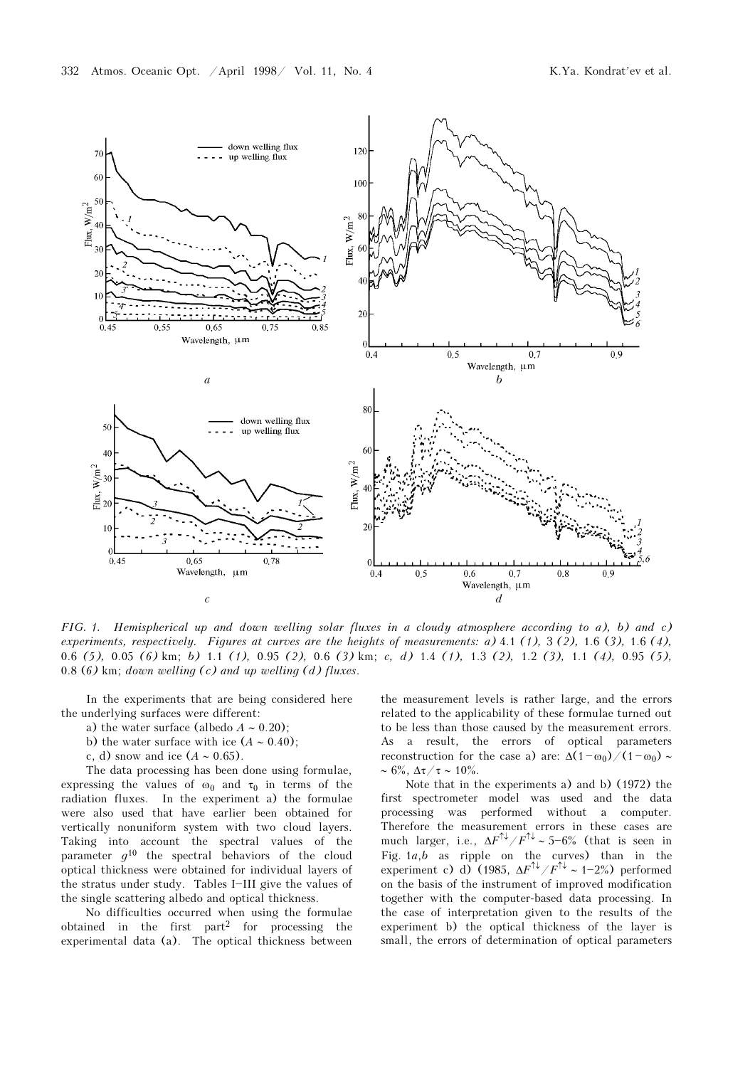FIG. 1. *Hemispherical up and down welling solar fluxes in a cloudy atmosphere according to a), b) and c) experiments, respectively. Figures at curves are the heights of measurements: a)* 4.1 *(1),* 3 *(2),* 1.6 *(3),* 1.6 *(4),* 0.6 *(5),* 0.05 *(6)* km; *b)* 1.1 *(1),* 0.95 *(2),* 0.6 *(3)* km; *c, d)* 1.4 *(1),* 1.3 *(2),* 1.2 *(3),* 1.1 *(4),* 0.95 *(5),* 0.8 *(6)* km; *down welling (c) and up welling (d) fluxes.*

In the experiments that are being considered here the underlying surfaces were different:

a) the water surface (albedo $A \sim 0.20$);

b) the water surface with ice ($A \sim 0.40$);

c, d) snow and ice ($A \sim 0.65$).

The data processing has been done using formulae, expressing the values of $\omega_0$ and $\tau_0$ in terms of the radiation fluxes. In the experiment a) the formulae were also used that have earlier been obtained for vertically nonuniform system with two cloud layers. Taking into account the spectral values of the parameter $g$[10] the spectral behaviors of the cloud optical thickness were obtained for individual layers of the stratus under study. Tables I–III give the values of the single scattering albedo and optical thickness.

No difficulties occurred when using the formulae obtained in the first part[2] for processing the experimental data (a). The optical thickness between the measurement levels is rather large, and the errors related to the applicability of these formulae turned out to be less than those caused by the measurement errors. As a result, the errors of optical parameters reconstruction for the case a) are: $\Delta(1-\omega_0)/(1-\omega_0) \sim \sim 6\%$, $\Delta\tau/\tau \sim 10\%$.

Note that in the experiments a) and b) (1972) the first spectrometer model was used and the data processing was performed without a computer. Therefore the measurement errors in these cases are much larger, i.e., $\Delta F^{\uparrow\downarrow}/F^{\uparrow\downarrow} \sim 5$–$6\%$ (that is seen in Fig. 1*a*,*b* as ripple on the curves) than in the experiment c) d) (1985, $\Delta F^{\uparrow\downarrow}/F^{\uparrow\downarrow} \sim 1$–$2\%$) performed on the basis of the instrument of improved modification together with the computer-based data processing. In the case of interpretation given to the results of the experiment b) the optical thickness of the layer is small, the errors of determination of optical parameters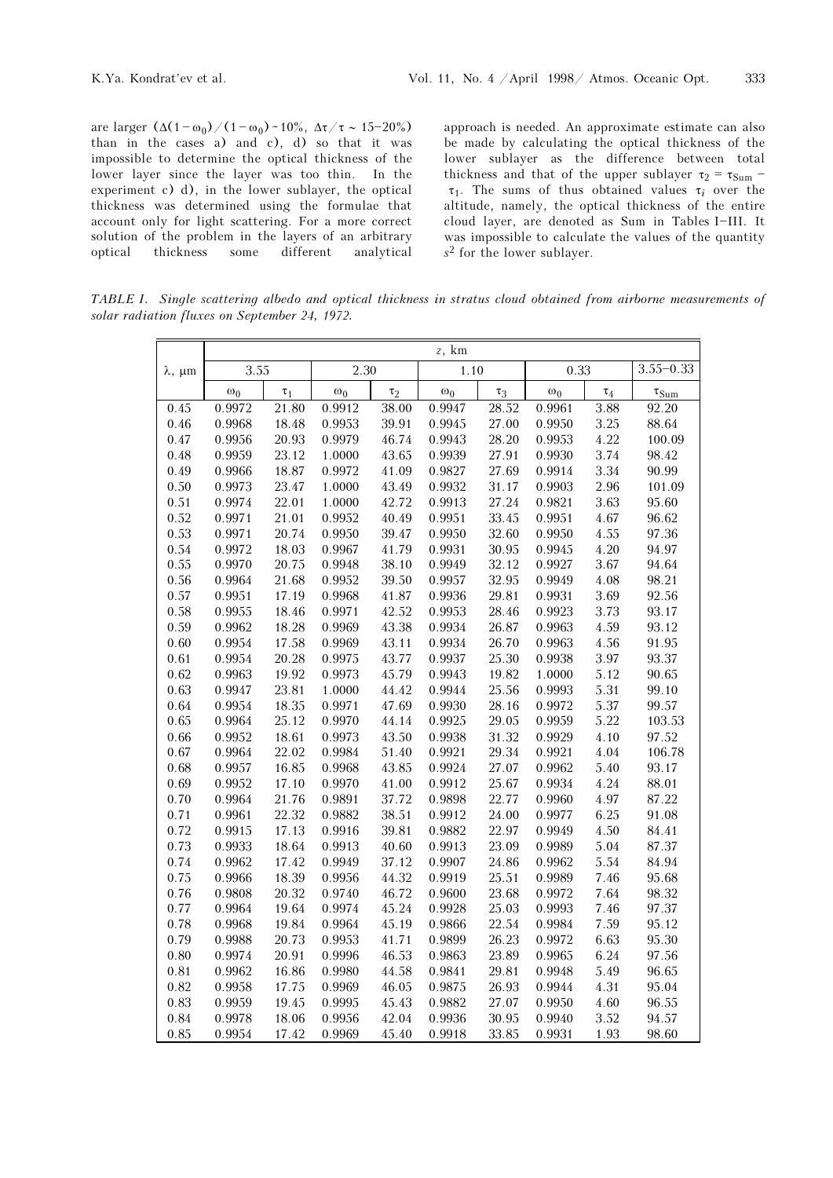are larger ($\Delta(1-\omega_0)/(1-\omega_0) \sim 10\%$, $\Delta\tau/\tau \sim 15$–$20\%$) than in the cases a) and c), d) so that it was impossible to determine the optical thickness of the lower layer since the layer was too thin. In the experiment c) d), in the lower sublayer, the optical thickness was determined using the formulae that account only for light scattering. For a more correct solution of the problem in the layers of an arbitrary optical thickness some different analytical approach is needed. An approximate estimate can also be made by calculating the optical thickness of the lower sublayer as the difference between total thickness and that of the upper sublayer $\tau_2 = \tau_{\rm Sum} - \tau_1$. The sums of thus obtained values $\tau_i$ over the altitude, namely, the optical thickness of the entire cloud layer, are denoted as Sum in Tables I–III. It was impossible to calculate the values of the quantity $s^2$ for the lower sublayer.

*TABLE I. Single scattering albedo and optical thickness in stratus cloud obtained from airborne measurements of solar radiation fluxes on September 24, 1972.*

| | $z$, km | | | | | | | | |
|---|---|---|---|---|---|---|---|---|---|
| $\lambda$, μm | 3.55 | | 2.30 | | 1.10 | | 0.33 | | 3.55–0.33 |
| | $\omega_0$ | $\tau_1$ | $\omega_0$ | $\tau_2$ | $\omega_0$ | $\tau_3$ | $\omega_0$ | $\tau_4$ | $\tau_{\rm Sum}$ |
| 0.45 | 0.9972 | 21.80 | 0.9912 | 38.00 | 0.9947 | 28.52 | 0.9961 | 3.88 | 92.20 |
| 0.46 | 0.9968 | 18.48 | 0.9953 | 39.91 | 0.9945 | 27.00 | 0.9950 | 3.25 | 88.64 |
| 0.47 | 0.9956 | 20.93 | 0.9979 | 46.74 | 0.9943 | 28.20 | 0.9953 | 4.22 | 100.09 |
| 0.48 | 0.9959 | 23.12 | 1.0000 | 43.65 | 0.9939 | 27.91 | 0.9930 | 3.74 | 98.42 |
| 0.49 | 0.9966 | 18.87 | 0.9972 | 41.09 | 0.9827 | 27.69 | 0.9914 | 3.34 | 90.99 |
| 0.50 | 0.9973 | 23.47 | 1.0000 | 43.49 | 0.9932 | 31.17 | 0.9903 | 2.96 | 101.09 |
| 0.51 | 0.9974 | 22.01 | 1.0000 | 42.72 | 0.9913 | 27.24 | 0.9821 | 3.63 | 95.60 |
| 0.52 | 0.9971 | 21.01 | 0.9952 | 40.49 | 0.9951 | 33.45 | 0.9951 | 4.67 | 96.62 |
| 0.53 | 0.9971 | 20.74 | 0.9950 | 39.47 | 0.9950 | 32.60 | 0.9950 | 4.55 | 97.36 |
| 0.54 | 0.9972 | 18.03 | 0.9967 | 41.79 | 0.9931 | 30.95 | 0.9945 | 4.20 | 94.97 |
| 0.55 | 0.9970 | 20.75 | 0.9948 | 38.10 | 0.9949 | 32.12 | 0.9927 | 3.67 | 94.64 |
| 0.56 | 0.9964 | 21.68 | 0.9952 | 39.50 | 0.9957 | 32.95 | 0.9949 | 4.08 | 98.21 |
| 0.57 | 0.9951 | 17.19 | 0.9968 | 41.87 | 0.9936 | 29.81 | 0.9931 | 3.69 | 92.56 |
| 0.58 | 0.9955 | 18.46 | 0.9971 | 42.52 | 0.9953 | 28.46 | 0.9923 | 3.73 | 93.17 |
| 0.59 | 0.9962 | 18.28 | 0.9969 | 43.38 | 0.9934 | 26.87 | 0.9963 | 4.59 | 93.12 |
| 0.60 | 0.9954 | 17.58 | 0.9969 | 43.11 | 0.9934 | 26.70 | 0.9963 | 4.56 | 91.95 |
| 0.61 | 0.9954 | 20.28 | 0.9975 | 43.77 | 0.9937 | 25.30 | 0.9938 | 3.97 | 93.37 |
| 0.62 | 0.9963 | 19.92 | 0.9973 | 45.79 | 0.9943 | 19.82 | 1.0000 | 5.12 | 90.65 |
| 0.63 | 0.9947 | 23.81 | 1.0000 | 44.42 | 0.9944 | 25.56 | 0.9993 | 5.31 | 99.10 |
| 0.64 | 0.9954 | 18.35 | 0.9971 | 47.69 | 0.9930 | 28.16 | 0.9972 | 5.37 | 99.57 |
| 0.65 | 0.9964 | 25.12 | 0.9970 | 44.14 | 0.9925 | 29.05 | 0.9959 | 5.22 | 103.53 |
| 0.66 | 0.9952 | 18.61 | 0.9973 | 43.50 | 0.9938 | 31.32 | 0.9929 | 4.10 | 97.52 |
| 0.67 | 0.9964 | 22.02 | 0.9984 | 51.40 | 0.9921 | 29.34 | 0.9921 | 4.04 | 106.78 |
| 0.68 | 0.9957 | 16.85 | 0.9968 | 43.85 | 0.9924 | 27.07 | 0.9962 | 5.40 | 93.17 |
| 0.69 | 0.9952 | 17.10 | 0.9970 | 41.00 | 0.9912 | 25.67 | 0.9934 | 4.24 | 88.01 |
| 0.70 | 0.9964 | 21.76 | 0.9891 | 37.72 | 0.9898 | 22.77 | 0.9960 | 4.97 | 87.22 |
| 0.71 | 0.9961 | 22.32 | 0.9882 | 38.51 | 0.9912 | 24.00 | 0.9977 | 6.25 | 91.08 |
| 0.72 | 0.9915 | 17.13 | 0.9916 | 39.81 | 0.9882 | 22.97 | 0.9949 | 4.50 | 84.41 |
| 0.73 | 0.9933 | 18.64 | 0.9913 | 40.60 | 0.9913 | 23.09 | 0.9989 | 5.04 | 87.37 |
| 0.74 | 0.9962 | 17.42 | 0.9949 | 37.12 | 0.9907 | 24.86 | 0.9962 | 5.54 | 84.94 |
| 0.75 | 0.9966 | 18.39 | 0.9956 | 44.32 | 0.9919 | 25.51 | 0.9989 | 7.46 | 95.68 |
| 0.76 | 0.9808 | 20.32 | 0.9740 | 46.72 | 0.9600 | 23.68 | 0.9972 | 7.64 | 98.32 |
| 0.77 | 0.9964 | 19.64 | 0.9974 | 45.24 | 0.9928 | 25.03 | 0.9993 | 7.46 | 97.37 |
| 0.78 | 0.9968 | 19.84 | 0.9964 | 45.19 | 0.9866 | 22.54 | 0.9984 | 7.59 | 95.12 |
| 0.79 | 0.9988 | 20.73 | 0.9953 | 41.71 | 0.9899 | 26.23 | 0.9972 | 6.63 | 95.30 |
| 0.80 | 0.9974 | 20.91 | 0.9996 | 46.53 | 0.9863 | 23.89 | 0.9965 | 6.24 | 97.56 |
| 0.81 | 0.9962 | 16.86 | 0.9980 | 44.58 | 0.9841 | 29.81 | 0.9948 | 5.49 | 96.65 |
| 0.82 | 0.9958 | 17.75 | 0.9969 | 46.05 | 0.9875 | 26.93 | 0.9944 | 4.31 | 95.04 |
| 0.83 | 0.9959 | 19.45 | 0.9995 | 45.43 | 0.9882 | 27.07 | 0.9950 | 4.60 | 96.55 |
| 0.84 | 0.9978 | 18.06 | 0.9956 | 42.04 | 0.9936 | 30.85 | 0.9940 | 3.52 | 94.57 |
| 0.85 | 0.9954 | 17.42 | 0.9969 | 45.40 | 0.9918 | 33.85 | 0.9931 | 1.93 | 98.60 |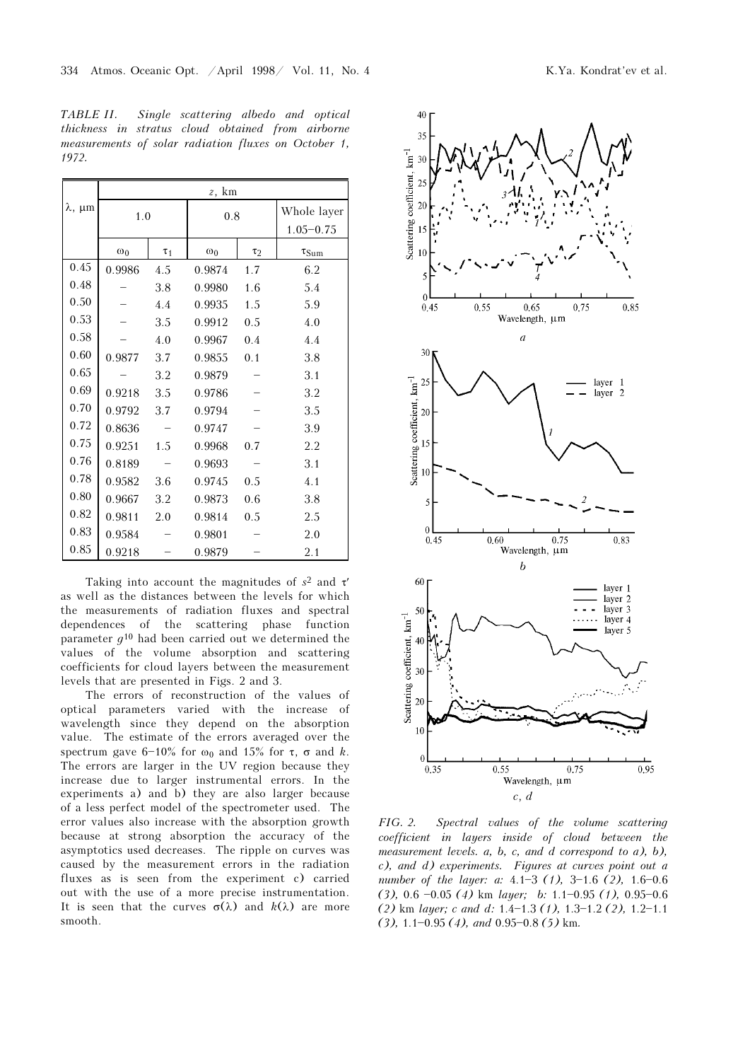TABLE II. *Single scattering albedo and optical thickness in stratus cloud obtained from airborne measurements of solar radiation fluxes on October 1, 1972.*

| λ, μm | z, km | | | | |
|---|---|---|---|---|---|
| | 1.0 | | 0.8 | | Whole layer 1.05–0.75 |
| | $\omega_0$ | $\tau_1$ | $\omega_0$ | $\tau_2$ | $\tau_{Sum}$ |
| 0.45 | 0.9986 | 4.5 | 0.9874 | 1.7 | 6.2 |
| 0.48 | – | 3.8 | 0.9980 | 1.6 | 5.4 |
| 0.50 | – | 4.4 | 0.9935 | 1.5 | 5.9 |
| 0.53 | – | 3.5 | 0.9912 | 0.5 | 4.0 |
| 0.58 | – | 4.0 | 0.9967 | 0.4 | 4.4 |
| 0.60 | 0.9877 | 3.7 | 0.9855 | 0.1 | 3.8 |
| 0.65 | – | 3.2 | 0.9879 | – | 3.1 |
| 0.69 | 0.9218 | 3.5 | 0.9786 | – | 3.2 |
| 0.70 | 0.9792 | 3.7 | 0.9794 | – | 3.5 |
| 0.72 | 0.8636 | – | 0.9747 | – | 3.9 |
| 0.75 | 0.9251 | 1.5 | 0.9968 | 0.7 | 2.2 |
| 0.76 | 0.8189 | – | 0.9693 | – | 3.1 |
| 0.78 | 0.9582 | 3.6 | 0.9745 | 0.5 | 4.1 |
| 0.80 | 0.9667 | 3.2 | 0.9873 | 0.6 | 3.8 |
| 0.82 | 0.9811 | 2.0 | 0.9814 | 0.5 | 2.5 |
| 0.83 | 0.9584 | – | 0.9801 | – | 2.0 |
| 0.85 | 0.9218 | – | 0.9879 | – | 2.1 |

Taking into account the magnitudes of $s^2$ and $\tau'$ as well as the distances between the levels for which the measurements of radiation fluxes and spectral dependences of the scattering phase function parameter $g$[10] had been carried out we determined the values of the volume absorption and scattering coefficients for cloud layers between the measurement levels that are presented in Figs. 2 and 3.

The errors of reconstruction of the values of optical parameters varied with the increase of wavelength since they depend on the absorption value. The estimate of the errors averaged over the spectrum gave 6–10% for $\omega_0$ and 15% for $\tau$, $\sigma$ and $k$. The errors are larger in the UV region because they increase due to larger instrumental errors. In the experiments a) and b) they are also larger because of a less perfect model of the spectrometer used. The error values also increase with the absorption growth because at strong absorption the accuracy of the asymptotics used decreases. The ripple on curves was caused by the measurement errors in the radiation fluxes as is seen from the experiment c) carried out with the use of a more precise instrumentation. It is seen that the curves $\sigma(\lambda)$ and $k(\lambda)$ are more smooth.

*FIG. 2. Spectral values of the volume scattering coefficient in layers inside of cloud between the measurement levels. a, b, c, and d correspond to a), b), c), and d) experiments. Figures at curves point out a number of the layer: a: 4.1–3 (1), 3–1.6 (2), 1.6–0.6 (3), 0.6 –0.05 (4) km layer; b: 1.1–0.95 (1), 0.95–0.6 (2) km layer; c and d: 1.4–1.3 (1), 1.3–1.2 (2), 1.2–1.1 (3), 1.1–0.95 (4), and 0.95–0.8 (5) km.*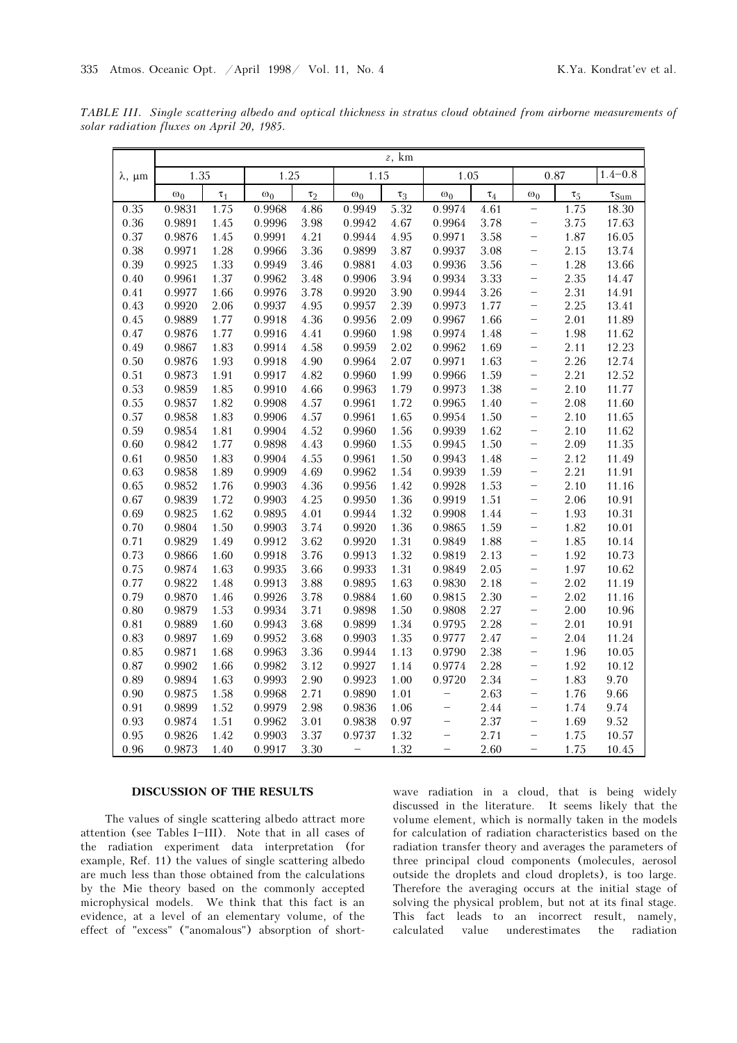*TABLE III. Single scattering albedo and optical thickness in stratus cloud obtained from airborne measurements of solar radiation fluxes on April 20, 1985.*

| | $z$, km | | | | | | | | | | |
|---|---|---|---|---|---|---|---|---|---|---|---|
| $\lambda$, μm | 1.35 | | 1.25 | | 1.15 | | 1.05 | | 0.87 | | 1.4–0.8 |
| | $\omega_0$ | $\tau_1$ | $\omega_0$ | $\tau_2$ | $\omega_0$ | $\tau_3$ | $\omega_0$ | $\tau_4$ | $\omega_0$ | $\tau_5$ | $\tau_{Sum}$ |
| 0.35 | 0.9831 | 1.75 | 0.9968 | 4.86 | 0.9949 | 5.32 | 0.9974 | 4.61 | – | 1.75 | 18.30 |
| 0.36 | 0.9891 | 1.45 | 0.9996 | 3.98 | 0.9942 | 4.67 | 0.9964 | 3.78 | – | 3.75 | 17.63 |
| 0.37 | 0.9876 | 1.45 | 0.9991 | 4.21 | 0.9944 | 4.95 | 0.9971 | 3.58 | – | 1.87 | 16.05 |
| 0.38 | 0.9971 | 1.28 | 0.9966 | 3.36 | 0.9899 | 3.87 | 0.9937 | 3.08 | – | 2.15 | 13.74 |
| 0.39 | 0.9925 | 1.33 | 0.9949 | 3.46 | 0.9881 | 4.03 | 0.9936 | 3.56 | – | 1.28 | 13.66 |
| 0.40 | 0.9961 | 1.37 | 0.9962 | 3.48 | 0.9906 | 3.94 | 0.9934 | 3.33 | – | 2.35 | 14.47 |
| 0.41 | 0.9977 | 1.66 | 0.9976 | 3.78 | 0.9920 | 3.90 | 0.9944 | 3.26 | – | 2.31 | 14.91 |
| 0.43 | 0.9920 | 2.06 | 0.9937 | 4.95 | 0.9957 | 2.39 | 0.9973 | 1.77 | – | 2.25 | 13.41 |
| 0.45 | 0.9889 | 1.77 | 0.9918 | 4.36 | 0.9956 | 2.09 | 0.9967 | 1.66 | – | 2.01 | 11.89 |
| 0.47 | 0.9876 | 1.77 | 0.9916 | 4.41 | 0.9960 | 1.98 | 0.9974 | 1.48 | – | 1.98 | 11.62 |
| 0.49 | 0.9867 | 1.83 | 0.9914 | 4.58 | 0.9959 | 2.02 | 0.9962 | 1.69 | – | 2.11 | 12.23 |
| 0.50 | 0.9876 | 1.93 | 0.9918 | 4.90 | 0.9964 | 2.07 | 0.9971 | 1.63 | – | 2.26 | 12.74 |
| 0.51 | 0.9873 | 1.91 | 0.9917 | 4.82 | 0.9960 | 1.99 | 0.9966 | 1.59 | – | 2.21 | 12.52 |
| 0.53 | 0.9859 | 1.85 | 0.9910 | 4.66 | 0.9963 | 1.79 | 0.9973 | 1.38 | – | 2.10 | 11.77 |
| 0.55 | 0.9857 | 1.82 | 0.9908 | 4.57 | 0.9961 | 1.72 | 0.9965 | 1.40 | – | 2.08 | 11.60 |
| 0.57 | 0.9858 | 1.83 | 0.9906 | 4.57 | 0.9961 | 1.65 | 0.9954 | 1.50 | – | 2.10 | 11.65 |
| 0.59 | 0.9854 | 1.81 | 0.9904 | 4.52 | 0.9960 | 1.56 | 0.9939 | 1.62 | – | 2.10 | 11.62 |
| 0.60 | 0.9842 | 1.77 | 0.9898 | 4.43 | 0.9960 | 1.55 | 0.9945 | 1.50 | – | 2.09 | 11.35 |
| 0.61 | 0.9850 | 1.83 | 0.9904 | 4.55 | 0.9961 | 1.50 | 0.9943 | 1.48 | – | 2.12 | 11.49 |
| 0.63 | 0.9858 | 1.89 | 0.9909 | 4.69 | 0.9962 | 1.54 | 0.9939 | 1.59 | – | 2.21 | 11.91 |
| 0.65 | 0.9852 | 1.76 | 0.9903 | 4.36 | 0.9956 | 1.42 | 0.9928 | 1.53 | – | 2.10 | 11.16 |
| 0.67 | 0.9839 | 1.72 | 0.9903 | 4.25 | 0.9950 | 1.36 | 0.9919 | 1.51 | – | 2.06 | 10.91 |
| 0.69 | 0.9825 | 1.62 | 0.9895 | 4.01 | 0.9944 | 1.32 | 0.9908 | 1.44 | – | 1.93 | 10.31 |
| 0.70 | 0.9804 | 1.50 | 0.9903 | 3.74 | 0.9920 | 1.36 | 0.9865 | 1.59 | – | 1.82 | 10.01 |
| 0.71 | 0.9829 | 1.49 | 0.9912 | 3.62 | 0.9920 | 1.31 | 0.9849 | 1.88 | – | 1.85 | 10.14 |
| 0.73 | 0.9866 | 1.60 | 0.9918 | 3.76 | 0.9913 | 1.32 | 0.9819 | 2.13 | – | 1.92 | 10.73 |
| 0.75 | 0.9874 | 1.63 | 0.9935 | 3.66 | 0.9933 | 1.31 | 0.9849 | 2.05 | – | 1.97 | 10.62 |
| 0.77 | 0.9822 | 1.48 | 0.9913 | 3.88 | 0.9895 | 1.63 | 0.9830 | 2.18 | – | 2.02 | 11.19 |
| 0.79 | 0.9870 | 1.46 | 0.9926 | 3.78 | 0.9884 | 1.60 | 0.9815 | 2.30 | – | 2.02 | 11.16 |
| 0.80 | 0.9879 | 1.53 | 0.9934 | 3.71 | 0.9898 | 1.50 | 0.9808 | 2.27 | – | 2.00 | 10.96 |
| 0.81 | 0.9889 | 1.60 | 0.9943 | 3.68 | 0.9899 | 1.34 | 0.9795 | 2.28 | – | 2.01 | 10.91 |
| 0.83 | 0.9897 | 1.69 | 0.9952 | 3.68 | 0.9903 | 1.35 | 0.9777 | 2.47 | – | 2.04 | 11.24 |
| 0.85 | 0.9871 | 1.68 | 0.9963 | 3.36 | 0.9944 | 1.13 | 0.9790 | 2.38 | – | 1.96 | 10.05 |
| 0.87 | 0.9902 | 1.66 | 0.9982 | 3.12 | 0.9927 | 1.14 | 0.9774 | 2.28 | – | 1.92 | 10.12 |
| 0.89 | 0.9894 | 1.63 | 0.9993 | 2.90 | 0.9923 | 1.00 | 0.9720 | 2.34 | – | 1.83 | 9.70 |
| 0.90 | 0.9875 | 1.58 | 0.9968 | 2.71 | 0.9890 | 1.01 | – | 2.63 | – | 1.76 | 9.66 |
| 0.91 | 0.9899 | 1.52 | 0.9979 | 2.98 | 0.9836 | 1.06 | – | 2.44 | – | 1.74 | 9.74 |
| 0.93 | 0.9874 | 1.51 | 0.9962 | 3.01 | 0.9838 | 0.97 | – | 2.37 | – | 1.69 | 9.52 |
| 0.95 | 0.9826 | 1.42 | 0.9903 | 3.37 | 0.9737 | 1.32 | – | 2.71 | – | 1.75 | 10.57 |
| 0.96 | 0.9873 | 1.40 | 0.9917 | 3.30 | – | 1.32 | – | 2.60 | – | 1.75 | 10.45 |

## DISCUSSION OF THE RESULTS

The values of single scattering albedo attract more attention (see Tables I–III). Note that in all cases of the radiation experiment data interpretation (for example, Ref. 11) the values of single scattering albedo are much less than those obtained from the calculations by the Mie theory based on the commonly accepted microphysical models. We think that this fact is an evidence, at a level of an elementary volume, of the effect of "excess" ("anomalous") absorption of short-wave radiation in a cloud, that is being widely discussed in the literature. It seems likely that the volume element, which is normally taken in the models for calculation of radiation characteristics based on the radiation transfer theory and averages the parameters of three principal cloud components (molecules, aerosol outside the droplets and cloud droplets), is too large. Therefore the averaging occurs at the initial stage of solving the physical problem, but not at its final stage. This fact leads to an incorrect result, namely, calculated value underestimates the radiation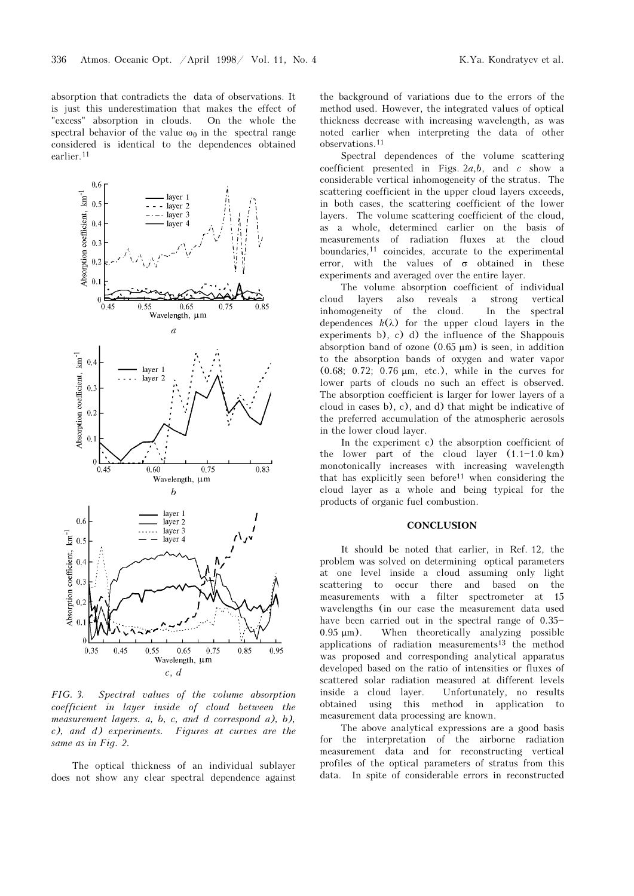absorption that contradicts the data of observations. It is just this underestimation that makes the effect of "excess" absorption in clouds. On the whole the spectral behavior of the value $\omega_0$ in the spectral range considered is identical to the dependences obtained earlier.[11]

*FIG. 3. Spectral values of the volume absorption coefficient in layer inside of cloud between the measurement layers. a, b, c, and d correspond a), b), c), and d) experiments. Figures at curves are the same as in Fig. 2.*

The optical thickness of an individual sublayer does not show any clear spectral dependence against the background of variations due to the errors of the method used. However, the integrated values of optical thickness decrease with increasing wavelength, as was noted earlier when interpreting the data of other observations.[11]

Spectral dependences of the volume scattering coefficient presented in Figs. 2*a*,*b*, and *c* show a considerable vertical inhomogeneity of the stratus. The scattering coefficient in the upper cloud layers exceeds, in both cases, the scattering coefficient of the lower layers. The volume scattering coefficient of the cloud, as a whole, determined earlier on the basis of measurements of radiation fluxes at the cloud boundaries,[11] coincides, accurate to the experimental error, with the values of $\sigma$ obtained in these experiments and averaged over the entire layer.

The volume absorption coefficient of individual cloud layers also reveals a strong vertical inhomogeneity of the cloud. In the spectral dependences $k(\lambda)$ for the upper cloud layers in the experiments b), c) d) the influence of the Shappouis absorption band of ozone (0.65 μm) is seen, in addition to the absorption bands of oxygen and water vapor (0.68; 0.72; 0.76 μm, etc.), while in the curves for lower parts of clouds no such an effect is observed. The absorption coefficient is larger for lower layers of a cloud in cases b), c), and d) that might be indicative of the preferred accumulation of the atmospheric aerosols in the lower cloud layer.

In the experiment c) the absorption coefficient of the lower part of the cloud layer (1.1–1.0 km) monotonically increases with increasing wavelength that has explicitly seen before[11] when considering the cloud layer as a whole and being typical for the products of organic fuel combustion.

## CONCLUSION

It should be noted that earlier, in Ref. 12, the problem was solved on determining optical parameters at one level inside a cloud assuming only light scattering to occur there and based on the measurements with a filter spectrometer at 15 wavelengths (in our case the measurement data used have been carried out in the spectral range of 0.35–0.95 μm). When theoretically analyzing possible applications of radiation measurements[13] the method was proposed and corresponding analytical apparatus developed based on the ratio of intensities or fluxes of scattered solar radiation measured at different levels inside a cloud layer. Unfortunately, no results obtained using this method in application to measurement data processing are known.

The above analytical expressions are a good basis for the interpretation of the airborne radiation measurement data and for reconstructing vertical profiles of the optical parameters of stratus from this data. In spite of considerable errors in reconstructed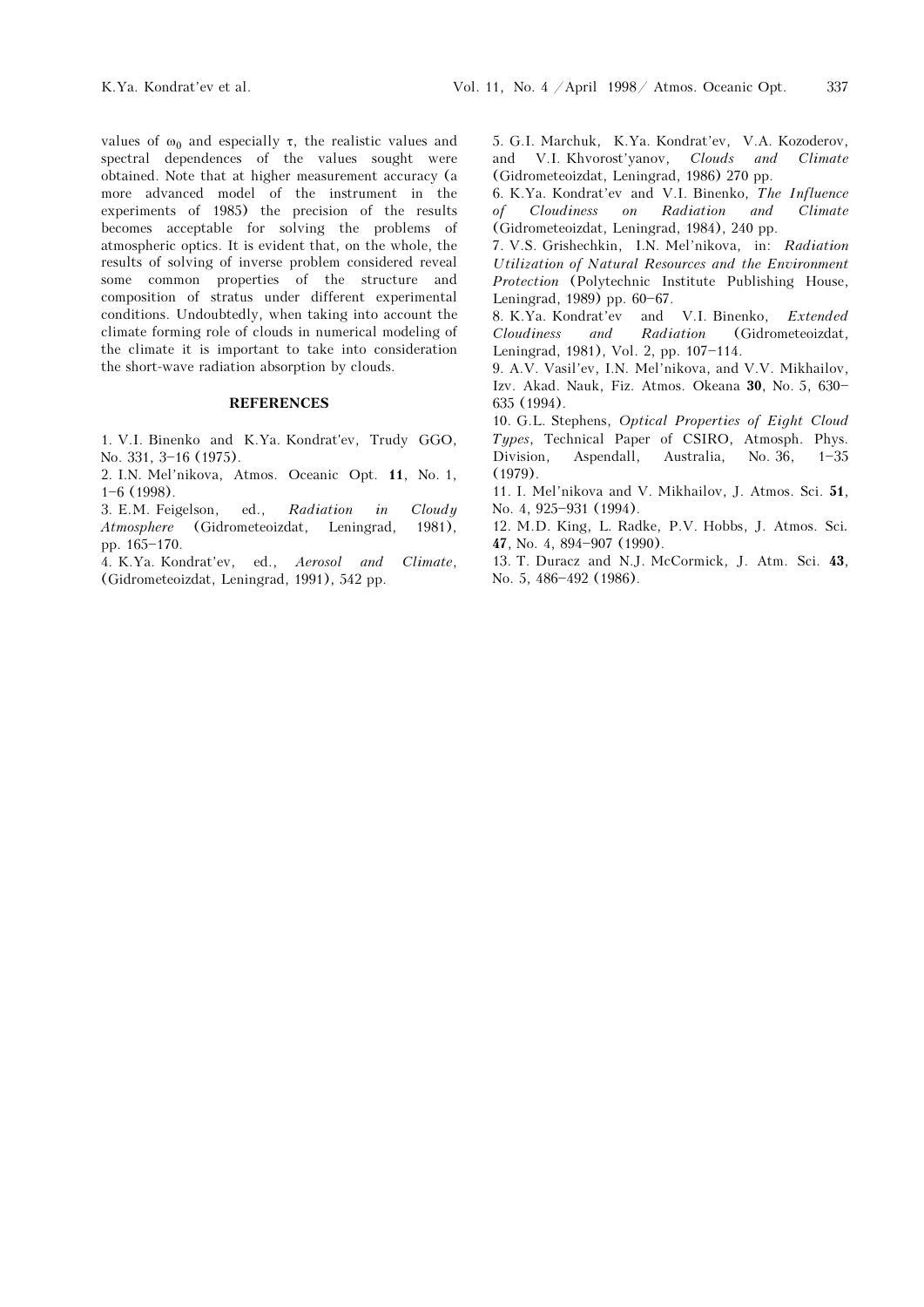values of $\omega_0$ and especially $\tau$, the realistic values and spectral dependences of the values sought were obtained. Note that at higher measurement accuracy (a more advanced model of the instrument in the experiments of 1985) the precision of the results becomes acceptable for solving the problems of atmospheric optics. It is evident that, on the whole, the results of solving of inverse problem considered reveal some common properties of the structure and composition of stratus under different experimental conditions. Undoubtedly, when taking into account the climate forming role of clouds in numerical modeling of the climate it is important to take into consideration the short-wave radiation absorption by clouds.

## REFERENCES

1. V.I. Binenko and K.Ya. Kondrat'ev, Trudy GGO, No. 331, 3–16 (1975).
2. I.N. Mel'nikova, Atmos. Oceanic Opt. **11**, No. 1, 1–6 (1998).
3. E.M. Feigelson, ed., *Radiation in Cloudy Atmosphere* (Gidrometeoizdat, Leningrad, 1981), pp. 165–170.
4. K.Ya. Kondrat'ev, ed., *Aerosol and Climate*, (Gidrometeoizdat, Leningrad, 1991), 542 pp.
5. G.I. Marchuk, K.Ya. Kondrat'ev, V.A. Kozoderov, and V.I. Khvorost'yanov, *Clouds and Climate* (Gidrometeoizdat, Leningrad, 1986) 270 pp.
6. K.Ya. Kondrat'ev and V.I. Binenko, *The Influence of Cloudiness on Radiation and Climate* (Gidrometeoizdat, Leningrad, 1984), 240 pp.
7. V.S. Grishechkin, I.N. Mel'nikova, in: *Radiation Utilization of Natural Resources and the Environment Protection* (Polytechnic Institute Publishing House, Leningrad, 1989) pp. 60–67.
8. K.Ya. Kondrat'ev and V.I. Binenko, *Extended Cloudiness and Radiation* (Gidrometeoizdat, Leningrad, 1981), Vol. 2, pp. 107–114.
9. A.V. Vasil'ev, I.N. Mel'nikova, and V.V. Mikhailov, Izv. Akad. Nauk, Fiz. Atmos. Okeana **30**, No. 5, 630–635 (1994).
10. G.L. Stephens, *Optical Properties of Eight Cloud Types*, Technical Paper of CSIRO, Atmosph. Phys. Division, Aspendall, Australia, No. 36, 1–35 (1979).
11. I. Mel'nikova and V. Mikhailov, J. Atmos. Sci. **51**, No. 4, 925–931 (1994).
12. M.D. King, L. Radke, P.V. Hobbs, J. Atmos. Sci. **47**, No. 4, 894–907 (1990).
13. T. Duracz and N.J. McCormick, J. Atm. Sci. **43**, No. 5, 486–492 (1986).